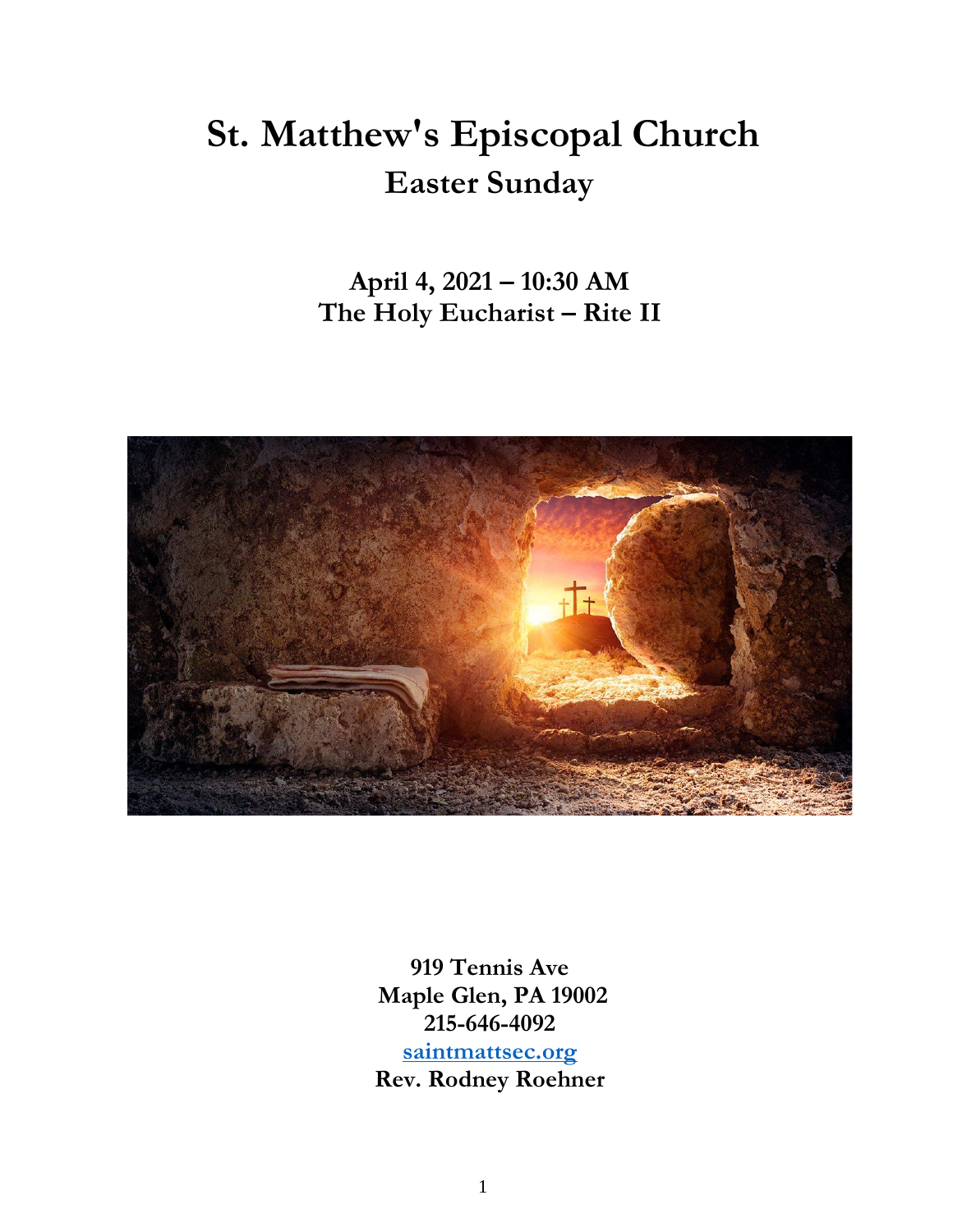# St. Matthew's Episcopal Church

## Easter Sunday

**April 4, 2021 – 10:30 AM**
**The Holy Eucharist – Rite II**

**919 Tennis Ave**
**Maple Glen, PA 19002**
**215-646-4092**
**saintmattsec.org**
**Rev. Rodney Roehner**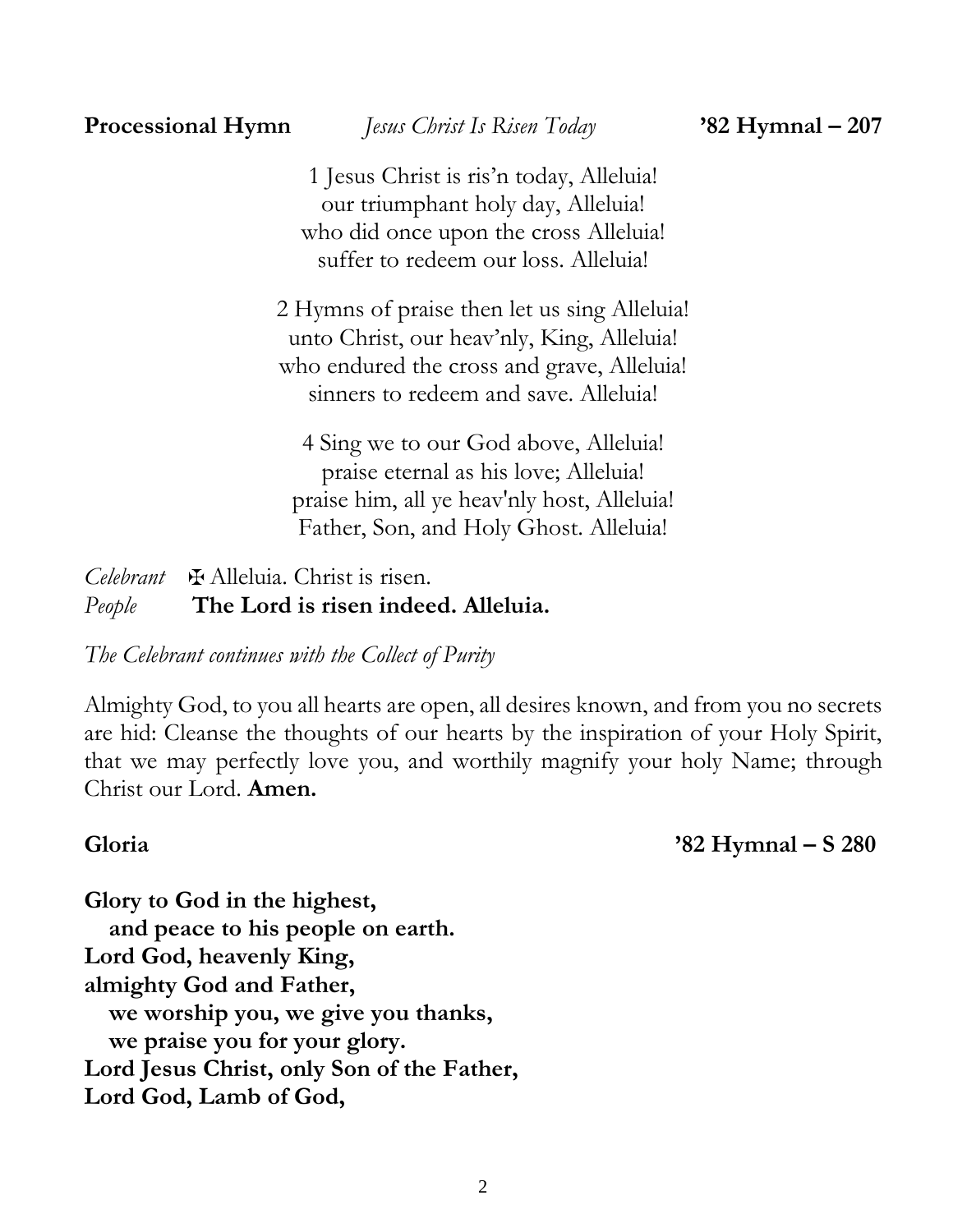**Processional Hymn** *Jesus Christ Is Risen Today* **'82 Hymnal – 207**

1 Jesus Christ is ris'n today, Alleluia!
our triumphant holy day, Alleluia!
who did once upon the cross Alleluia!
suffer to redeem our loss. Alleluia!

2 Hymns of praise then let us sing Alleluia!
unto Christ, our heav'nly, King, Alleluia!
who endured the cross and grave, Alleluia!
sinners to redeem and save. Alleluia!

4 Sing we to our God above, Alleluia!
praise eternal as his love; Alleluia!
praise him, all ye heav'nly host, Alleluia!
Father, Son, and Holy Ghost. Alleluia!

*Celebrant* ✠ Alleluia. Christ is risen.
*People* **The Lord is risen indeed. Alleluia.**

*The Celebrant continues with the Collect of Purity*

Almighty God, to you all hearts are open, all desires known, and from you no secrets are hid: Cleanse the thoughts of our hearts by the inspiration of your Holy Spirit, that we may perfectly love you, and worthily magnify your holy Name; through Christ our Lord. **Amen.**

**Gloria** **'82 Hymnal – S 280**

**Glory to God in the highest,**
**and peace to his people on earth.**
**Lord God, heavenly King,**
**almighty God and Father,**
**we worship you, we give you thanks,**
**we praise you for your glory.**
**Lord Jesus Christ, only Son of the Father,**
**Lord God, Lamb of God,**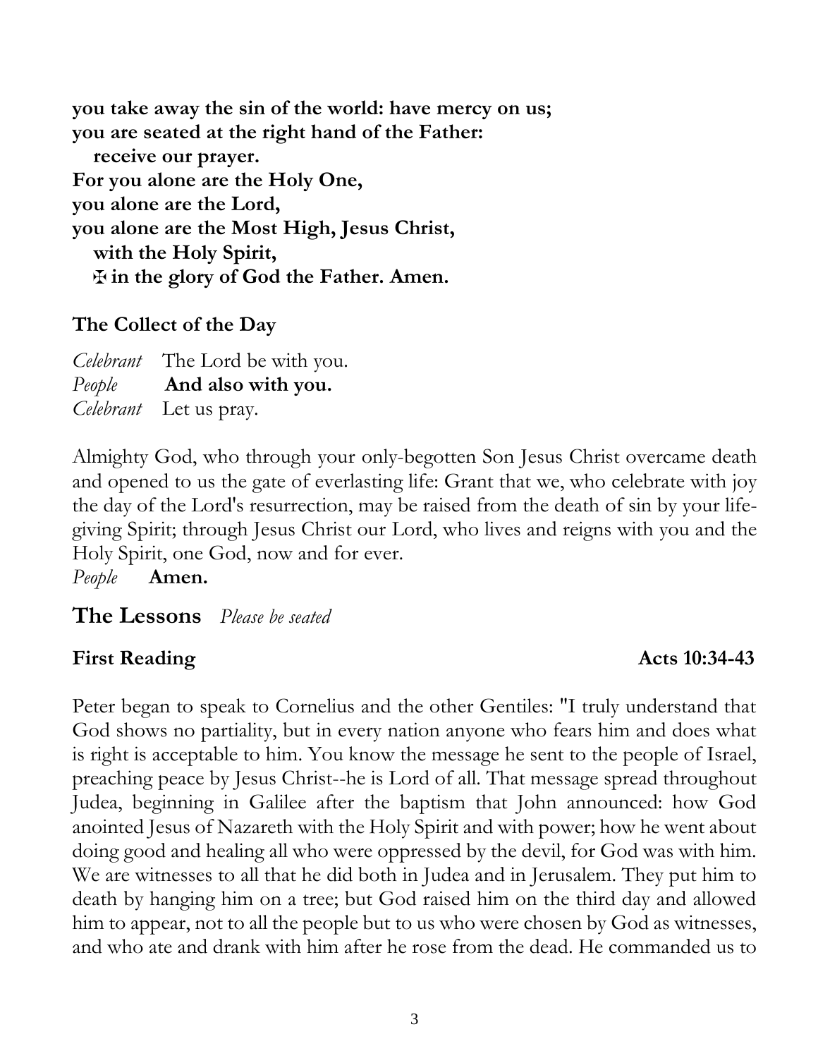**you take away the sin of the world: have mercy on us;**
**you are seated at the right hand of the Father:**
**receive our prayer.**
**For you alone are the Holy One,**
**you alone are the Lord,**
**you alone are the Most High, Jesus Christ,**
**with the Holy Spirit,**
**✠ in the glory of God the Father. Amen.**

### The Collect of the Day

*Celebrant* The Lord be with you.
*People* **And also with you.**
*Celebrant* Let us pray.

Almighty God, who through your only-begotten Son Jesus Christ overcame death and opened to us the gate of everlasting life: Grant that we, who celebrate with joy the day of the Lord's resurrection, may be raised from the death of sin by your life-giving Spirit; through Jesus Christ our Lord, who lives and reigns with you and the Holy Spirit, one God, now and for ever.
*People* **Amen.**

## The Lessons *Please be seated*

### First Reading — Acts 10:34-43

Peter began to speak to Cornelius and the other Gentiles: "I truly understand that God shows no partiality, but in every nation anyone who fears him and does what is right is acceptable to him. You know the message he sent to the people of Israel, preaching peace by Jesus Christ--he is Lord of all. That message spread throughout Judea, beginning in Galilee after the baptism that John announced: how God anointed Jesus of Nazareth with the Holy Spirit and with power; how he went about doing good and healing all who were oppressed by the devil, for God was with him. We are witnesses to all that he did both in Judea and in Jerusalem. They put him to death by hanging him on a tree; but God raised him on the third day and allowed him to appear, not to all the people but to us who were chosen by God as witnesses, and who ate and drank with him after he rose from the dead. He commanded us to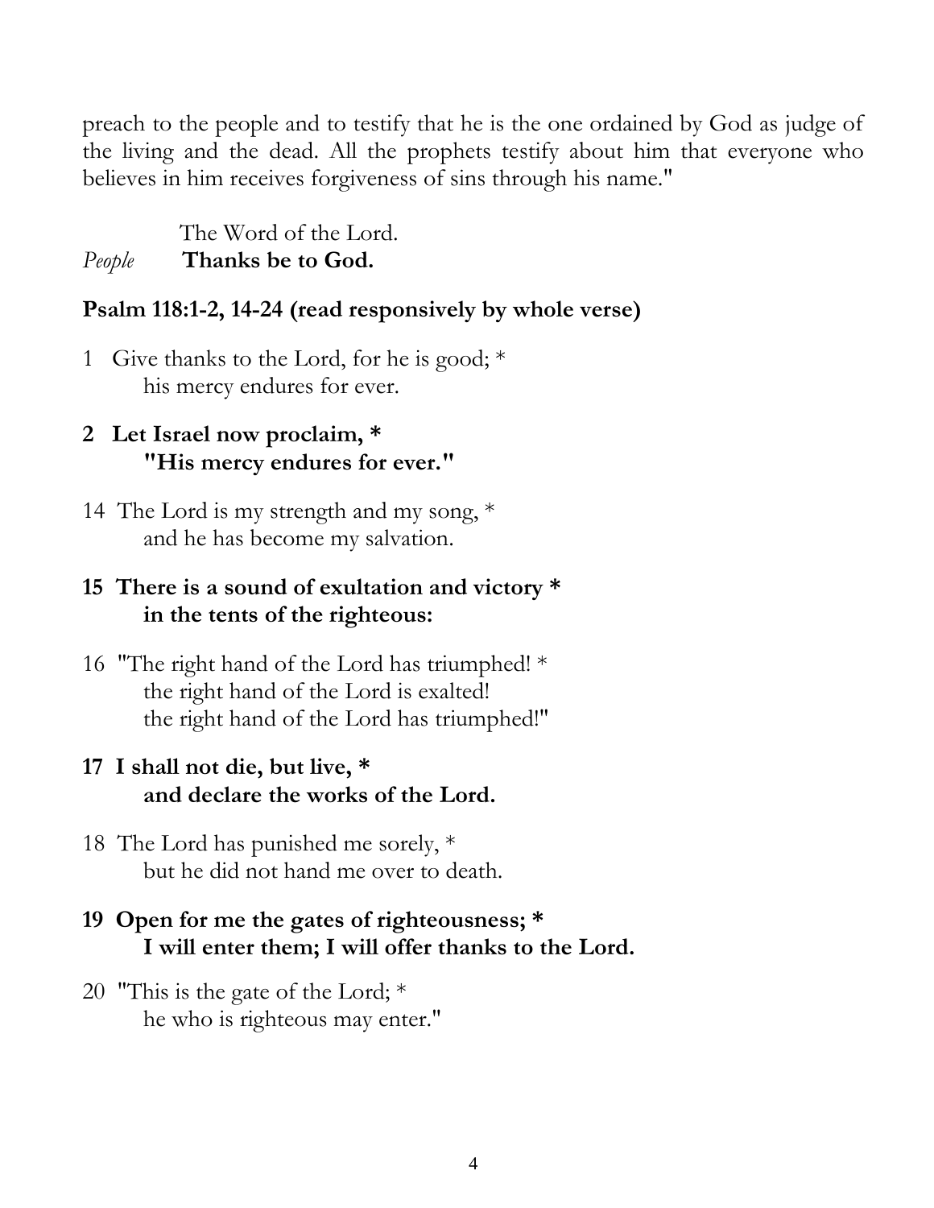preach to the people and to testify that he is the one ordained by God as judge of the living and the dead. All the prophets testify about him that everyone who believes in him receives forgiveness of sins through his name."

The Word of the Lord.
*People* **Thanks be to God.**

**Psalm 118:1-2, 14-24 (read responsively by whole verse)**

1 Give thanks to the Lord, for he is good; *
his mercy endures for ever.

**2 Let Israel now proclaim, *
"His mercy endures for ever."**

14 The Lord is my strength and my song, *
and he has become my salvation.

**15 There is a sound of exultation and victory *
in the tents of the righteous:**

16 "The right hand of the Lord has triumphed! *
the right hand of the Lord is exalted!
the right hand of the Lord has triumphed!"

**17 I shall not die, but live, *
and declare the works of the Lord.**

18 The Lord has punished me sorely, *
but he did not hand me over to death.

**19 Open for me the gates of righteousness; *
I will enter them; I will offer thanks to the Lord.**

20 "This is the gate of the Lord; *
he who is righteous may enter."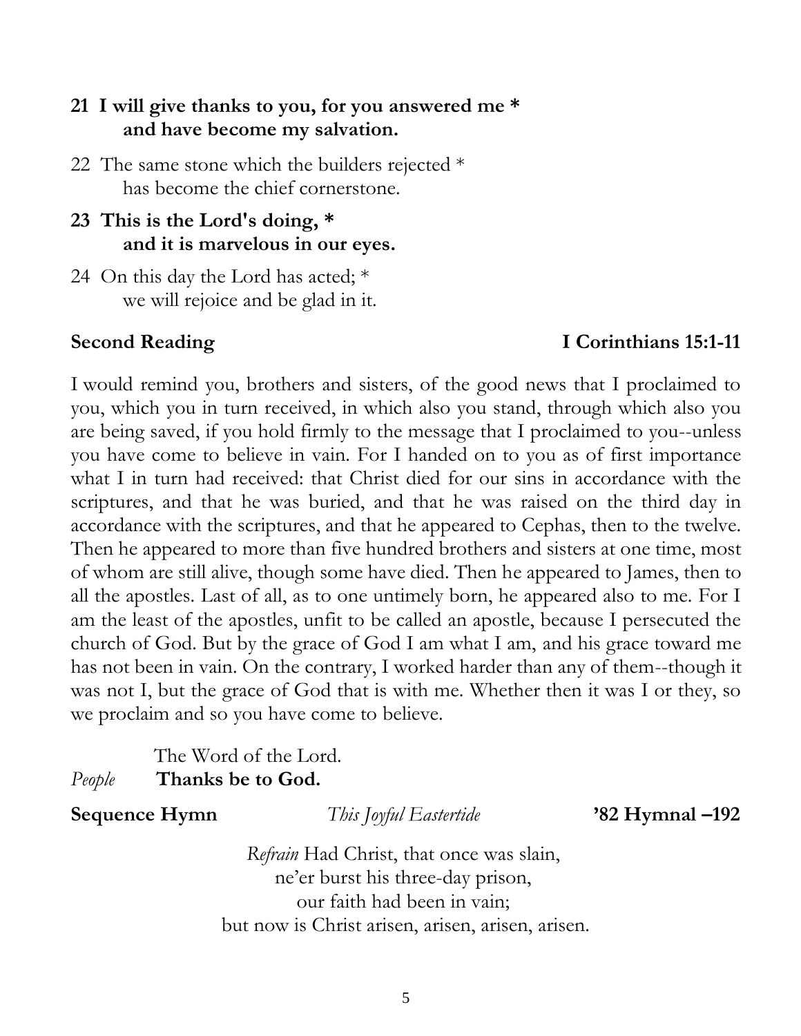**21 I will give thanks to you, for you answered me \***
**and have become my salvation.**

22 The same stone which the builders rejected \*
has become the chief cornerstone.

**23 This is the Lord's doing, \***
**and it is marvelous in our eyes.**

24 On this day the Lord has acted; \*
we will rejoice and be glad in it.

**Second Reading** **I Corinthians 15:1-11**

I would remind you, brothers and sisters, of the good news that I proclaimed to you, which you in turn received, in which also you stand, through which also you are being saved, if you hold firmly to the message that I proclaimed to you--unless you have come to believe in vain. For I handed on to you as of first importance what I in turn had received: that Christ died for our sins in accordance with the scriptures, and that he was buried, and that he was raised on the third day in accordance with the scriptures, and that he appeared to Cephas, then to the twelve. Then he appeared to more than five hundred brothers and sisters at one time, most of whom are still alive, though some have died. Then he appeared to James, then to all the apostles. Last of all, as to one untimely born, he appeared also to me. For I am the least of the apostles, unfit to be called an apostle, because I persecuted the church of God. But by the grace of God I am what I am, and his grace toward me has not been in vain. On the contrary, I worked harder than any of them--though it was not I, but the grace of God that is with me. Whether then it was I or they, so we proclaim and so you have come to believe.

The Word of the Lord.
*People* **Thanks be to God.**

**Sequence Hymn** *This Joyful Eastertide* **'82 Hymnal –192**

*Refrain* Had Christ, that once was slain,
ne'er burst his three-day prison,
our faith had been in vain;
but now is Christ arisen, arisen, arisen, arisen.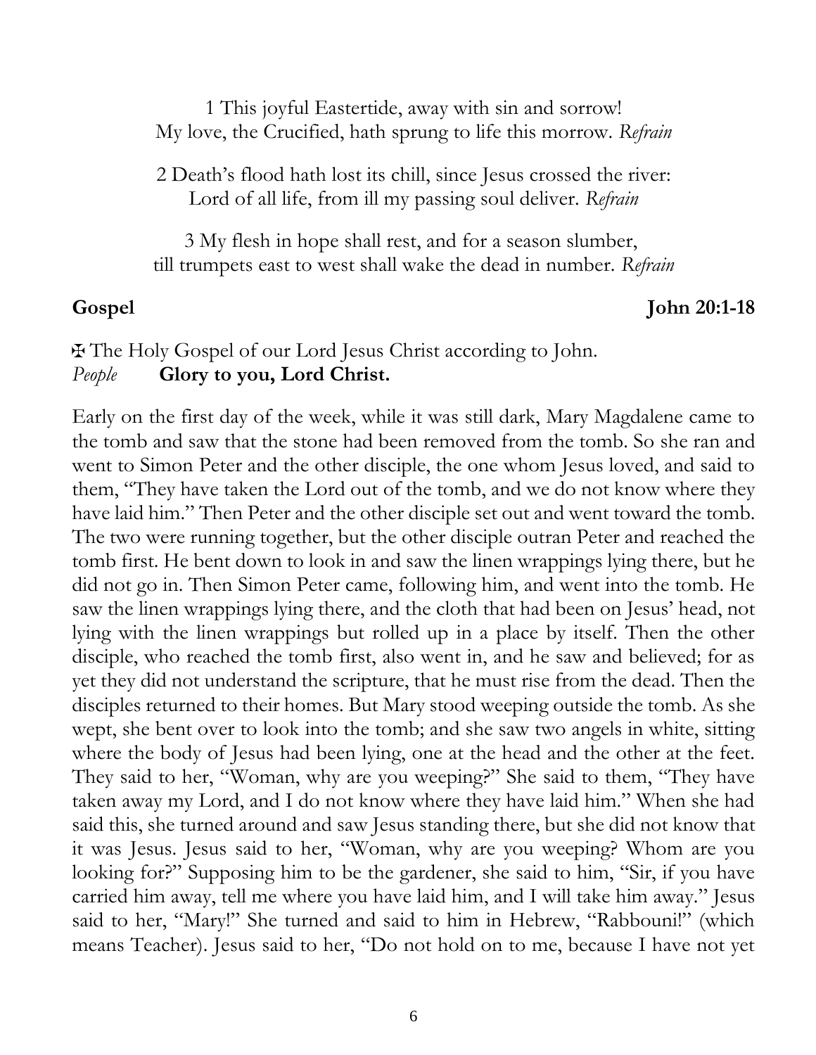1 This joyful Eastertide, away with sin and sorrow!
My love, the Crucified, hath sprung to life this morrow. *Refrain*

2 Death's flood hath lost its chill, since Jesus crossed the river:
Lord of all life, from ill my passing soul deliver. *Refrain*

3 My flesh in hope shall rest, and for a season slumber,
till trumpets east to west shall wake the dead in number. *Refrain*

**Gospel** **John 20:1-18**

✠ The Holy Gospel of our Lord Jesus Christ according to John.
*People* **Glory to you, Lord Christ.**

Early on the first day of the week, while it was still dark, Mary Magdalene came to the tomb and saw that the stone had been removed from the tomb. So she ran and went to Simon Peter and the other disciple, the one whom Jesus loved, and said to them, "They have taken the Lord out of the tomb, and we do not know where they have laid him." Then Peter and the other disciple set out and went toward the tomb. The two were running together, but the other disciple outran Peter and reached the tomb first. He bent down to look in and saw the linen wrappings lying there, but he did not go in. Then Simon Peter came, following him, and went into the tomb. He saw the linen wrappings lying there, and the cloth that had been on Jesus' head, not lying with the linen wrappings but rolled up in a place by itself. Then the other disciple, who reached the tomb first, also went in, and he saw and believed; for as yet they did not understand the scripture, that he must rise from the dead. Then the disciples returned to their homes. But Mary stood weeping outside the tomb. As she wept, she bent over to look into the tomb; and she saw two angels in white, sitting where the body of Jesus had been lying, one at the head and the other at the feet. They said to her, "Woman, why are you weeping?" She said to them, "They have taken away my Lord, and I do not know where they have laid him." When she had said this, she turned around and saw Jesus standing there, but she did not know that it was Jesus. Jesus said to her, "Woman, why are you weeping? Whom are you looking for?" Supposing him to be the gardener, she said to him, "Sir, if you have carried him away, tell me where you have laid him, and I will take him away." Jesus said to her, "Mary!" She turned and said to him in Hebrew, "Rabbouni!" (which means Teacher). Jesus said to her, "Do not hold on to me, because I have not yet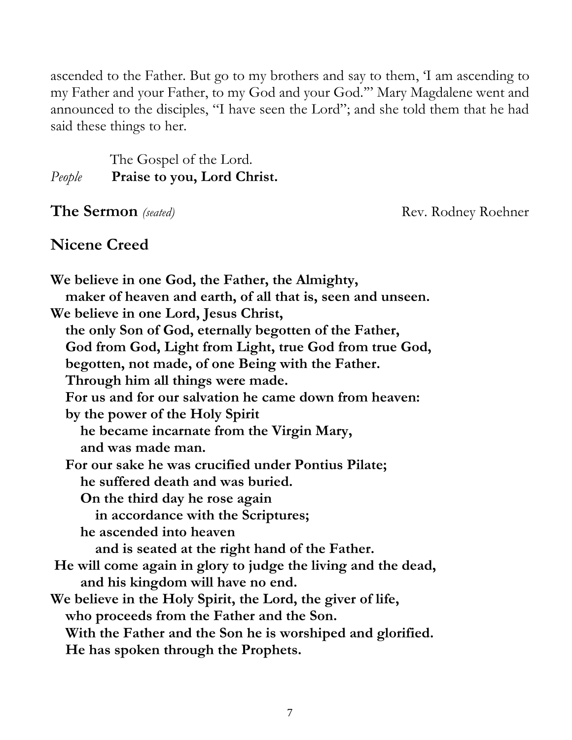ascended to the Father. But go to my brothers and say to them, 'I am ascending to my Father and your Father, to my God and your God.'" Mary Magdalene went and announced to the disciples, "I have seen the Lord"; and she told them that he had said these things to her.

The Gospel of the Lord.
*People* **Praise to you, Lord Christ.**

## The Sermon *(seated)* — Rev. Rodney Roehner

## Nicene Creed

**We believe in one God, the Father, the Almighty,**
**maker of heaven and earth, of all that is, seen and unseen.**
**We believe in one Lord, Jesus Christ,**
**the only Son of God, eternally begotten of the Father,**
**God from God, Light from Light, true God from true God,**
**begotten, not made, of one Being with the Father.**
**Through him all things were made.**
**For us and for our salvation he came down from heaven:**
**by the power of the Holy Spirit**
**he became incarnate from the Virgin Mary,**
**and was made man.**
**For our sake he was crucified under Pontius Pilate;**
**he suffered death and was buried.**
**On the third day he rose again**
**in accordance with the Scriptures;**
**he ascended into heaven**
**and is seated at the right hand of the Father.**
**He will come again in glory to judge the living and the dead,**
**and his kingdom will have no end.**
**We believe in the Holy Spirit, the Lord, the giver of life,**
**who proceeds from the Father and the Son.**
**With the Father and the Son he is worshiped and glorified.**
**He has spoken through the Prophets.**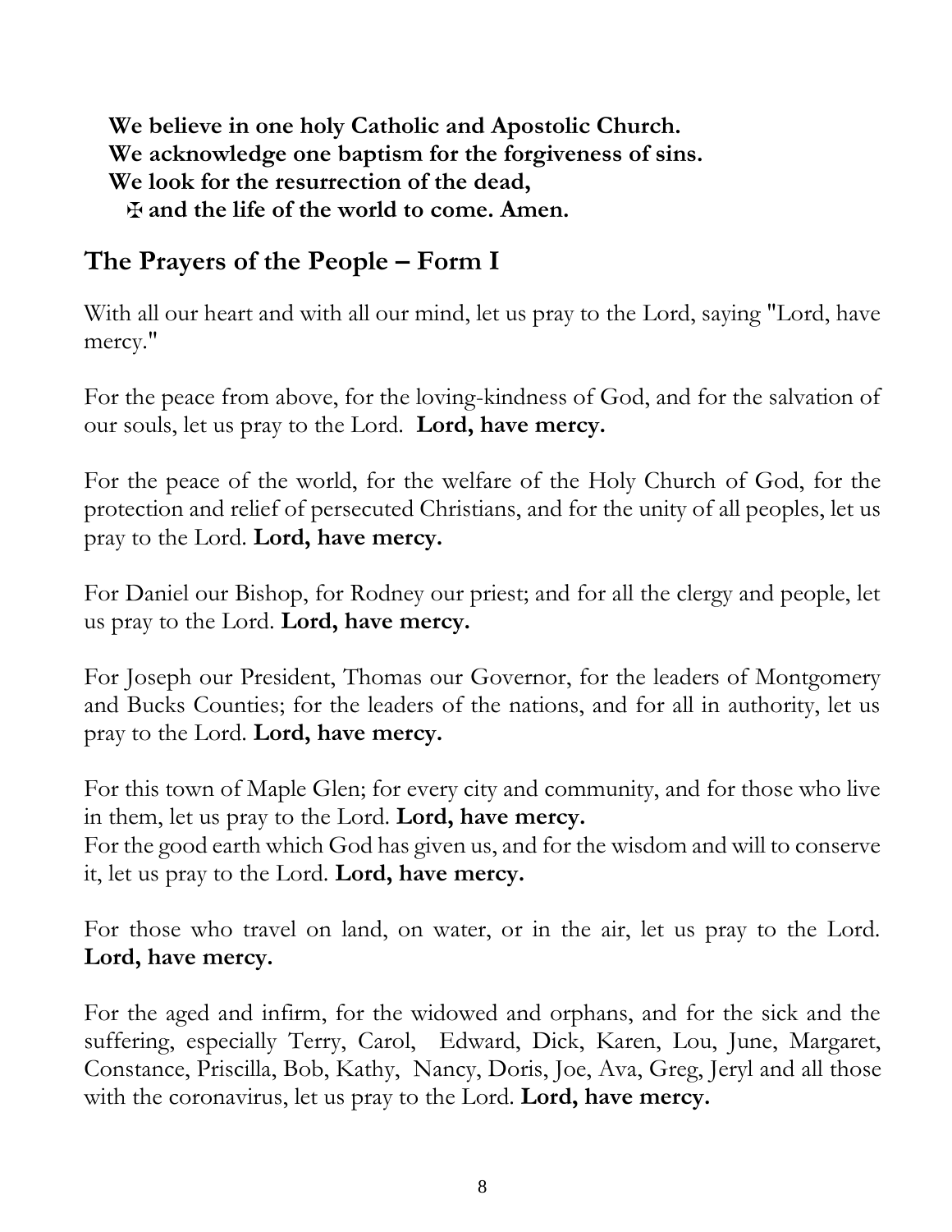**We believe in one holy Catholic and Apostolic Church.**
**We acknowledge one baptism for the forgiveness of sins.**
**We look for the resurrection of the dead,**
**✠ and the life of the world to come. Amen.**

## The Prayers of the People – Form I

With all our heart and with all our mind, let us pray to the Lord, saying "Lord, have mercy."

For the peace from above, for the loving-kindness of God, and for the salvation of our souls, let us pray to the Lord. **Lord, have mercy.**

For the peace of the world, for the welfare of the Holy Church of God, for the protection and relief of persecuted Christians, and for the unity of all peoples, let us pray to the Lord. **Lord, have mercy.**

For Daniel our Bishop, for Rodney our priest; and for all the clergy and people, let us pray to the Lord. **Lord, have mercy.**

For Joseph our President, Thomas our Governor, for the leaders of Montgomery and Bucks Counties; for the leaders of the nations, and for all in authority, let us pray to the Lord. **Lord, have mercy.**

For this town of Maple Glen; for every city and community, and for those who live in them, let us pray to the Lord. **Lord, have mercy.**
For the good earth which God has given us, and for the wisdom and will to conserve it, let us pray to the Lord. **Lord, have mercy.**

For those who travel on land, on water, or in the air, let us pray to the Lord. **Lord, have mercy.**

For the aged and infirm, for the widowed and orphans, and for the sick and the suffering, especially Terry, Carol, Edward, Dick, Karen, Lou, June, Margaret, Constance, Priscilla, Bob, Kathy, Nancy, Doris, Joe, Ava, Greg, Jeryl and all those with the coronavirus, let us pray to the Lord. **Lord, have mercy.**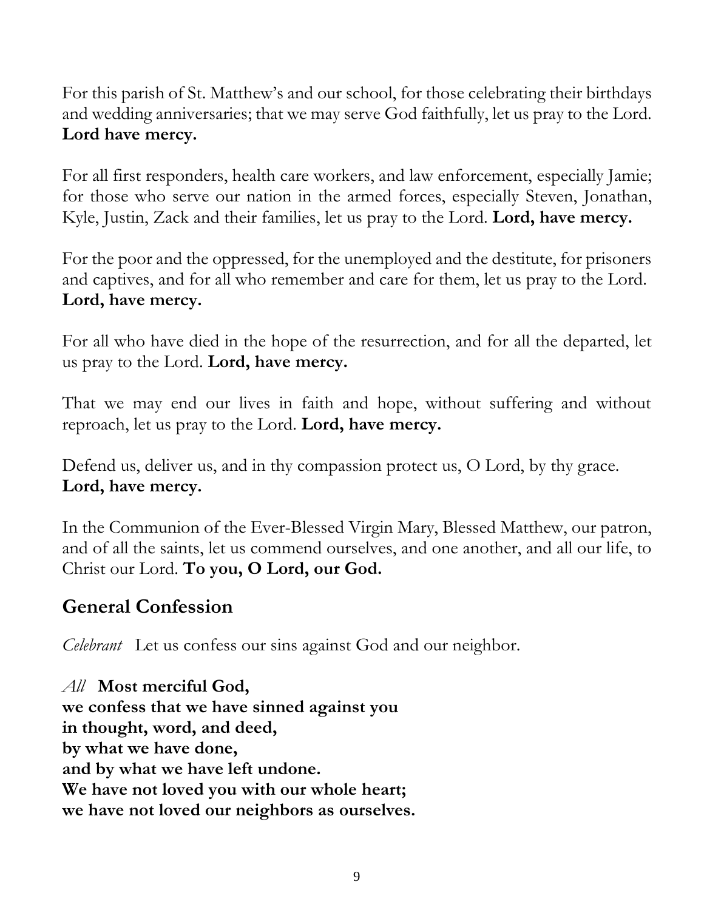For this parish of St. Matthew's and our school, for those celebrating their birthdays and wedding anniversaries; that we may serve God faithfully, let us pray to the Lord. **Lord have mercy.**

For all first responders, health care workers, and law enforcement, especially Jamie; for those who serve our nation in the armed forces, especially Steven, Jonathan, Kyle, Justin, Zack and their families, let us pray to the Lord. **Lord, have mercy.**

For the poor and the oppressed, for the unemployed and the destitute, for prisoners and captives, and for all who remember and care for them, let us pray to the Lord. **Lord, have mercy.**

For all who have died in the hope of the resurrection, and for all the departed, let us pray to the Lord. **Lord, have mercy.**

That we may end our lives in faith and hope, without suffering and without reproach, let us pray to the Lord. **Lord, have mercy.**

Defend us, deliver us, and in thy compassion protect us, O Lord, by thy grace. **Lord, have mercy.**

In the Communion of the Ever-Blessed Virgin Mary, Blessed Matthew, our patron, and of all the saints, let us commend ourselves, and one another, and all our life, to Christ our Lord. **To you, O Lord, our God.**

## General Confession

*Celebrant* Let us confess our sins against God and our neighbor.

*All* **Most merciful God,**
**we confess that we have sinned against you**
**in thought, word, and deed,**
**by what we have done,**
**and by what we have left undone.**
**We have not loved you with our whole heart;**
**we have not loved our neighbors as ourselves.**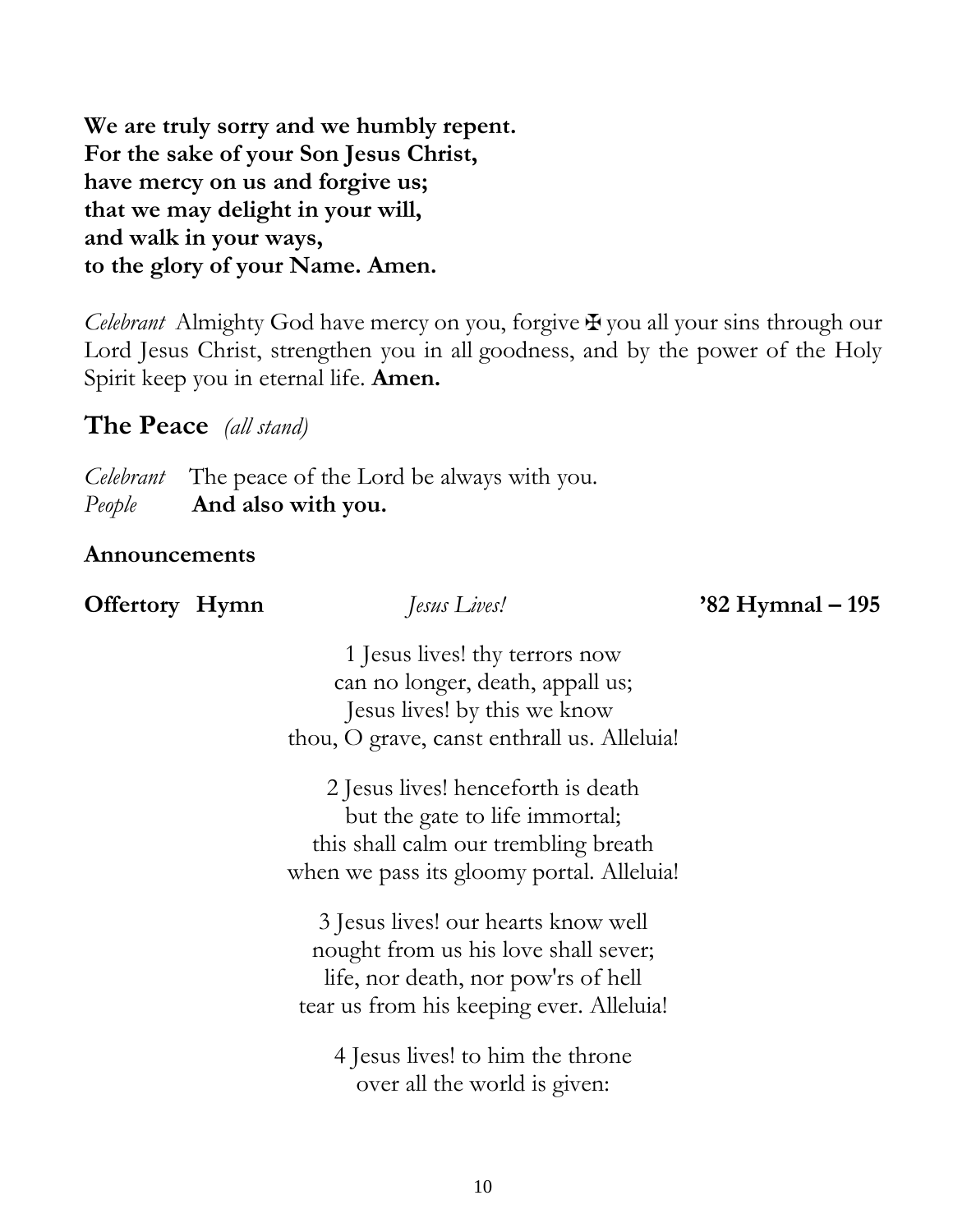**We are truly sorry and we humbly repent.**
**For the sake of your Son Jesus Christ,**
**have mercy on us and forgive us;**
**that we may delight in your will,**
**and walk in your ways,**
**to the glory of your Name. Amen.**

*Celebrant* Almighty God have mercy on you, forgive ✠ you all your sins through our Lord Jesus Christ, strengthen you in all goodness, and by the power of the Holy Spirit keep you in eternal life. **Amen.**

## The Peace *(all stand)*

*Celebrant* The peace of the Lord be always with you.
*People* **And also with you.**

**Announcements**

**Offertory Hymn** *Jesus Lives!* **'82 Hymnal – 195**

1 Jesus lives! thy terrors now
can no longer, death, appall us;
Jesus lives! by this we know
thou, O grave, canst enthrall us. Alleluia!

2 Jesus lives! henceforth is death
but the gate to life immortal;
this shall calm our trembling breath
when we pass its gloomy portal. Alleluia!

3 Jesus lives! our hearts know well
nought from us his love shall sever;
life, nor death, nor pow'rs of hell
tear us from his keeping ever. Alleluia!

4 Jesus lives! to him the throne
over all the world is given: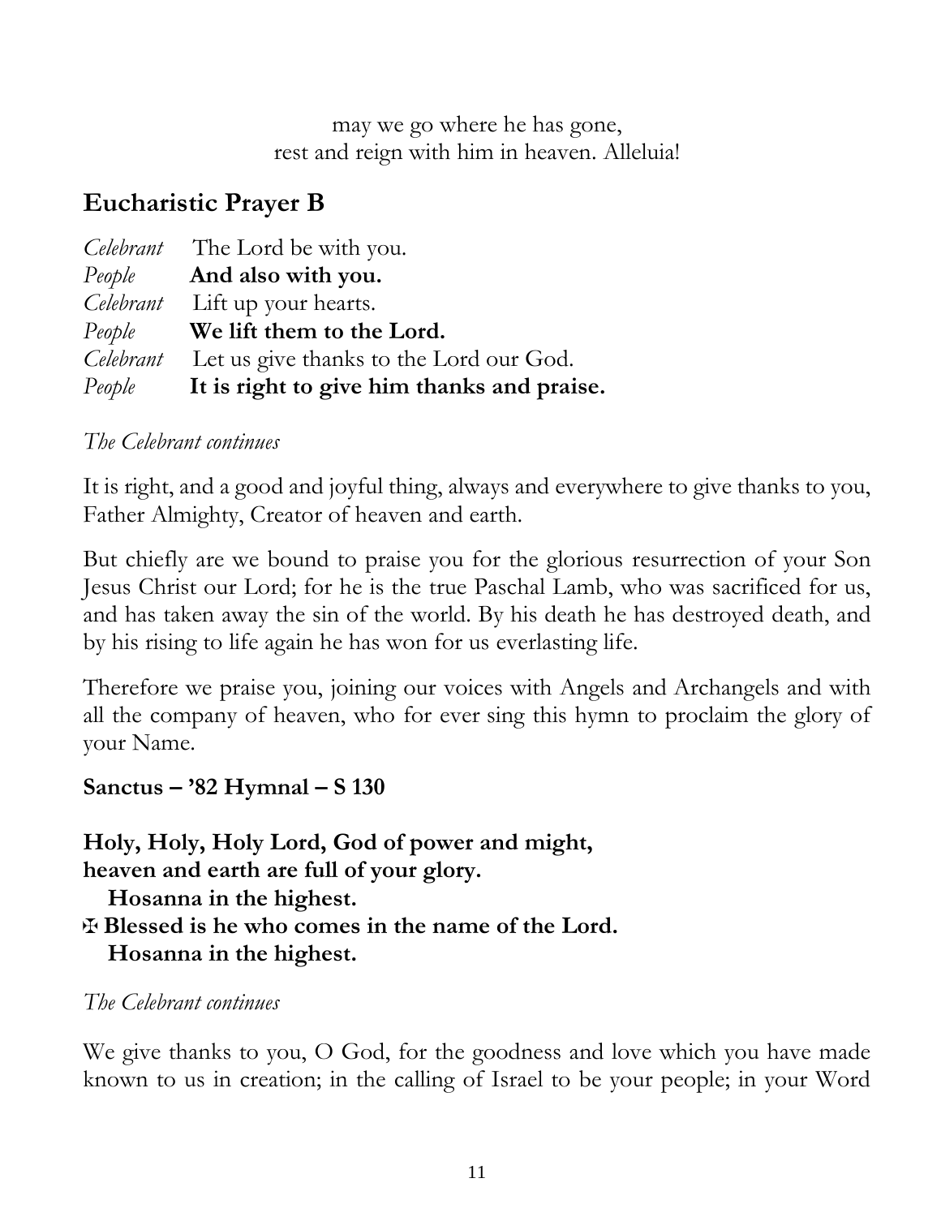may we go where he has gone,
rest and reign with him in heaven. Alleluia!

## Eucharistic Prayer B

*Celebrant* The Lord be with you.
*People* **And also with you.**
*Celebrant* Lift up your hearts.
*People* **We lift them to the Lord.**
*Celebrant* Let us give thanks to the Lord our God.
*People* **It is right to give him thanks and praise.**

*The Celebrant continues*

It is right, and a good and joyful thing, always and everywhere to give thanks to you, Father Almighty, Creator of heaven and earth.

But chiefly are we bound to praise you for the glorious resurrection of your Son Jesus Christ our Lord; for he is the true Paschal Lamb, who was sacrificed for us, and has taken away the sin of the world. By his death he has destroyed death, and by his rising to life again he has won for us everlasting life.

Therefore we praise you, joining our voices with Angels and Archangels and with all the company of heaven, who for ever sing this hymn to proclaim the glory of your Name.

**Sanctus – '82 Hymnal – S 130**

**Holy, Holy, Holy Lord, God of power and might,**
**heaven and earth are full of your glory.**
**Hosanna in the highest.**
**✠ Blessed is he who comes in the name of the Lord.**
**Hosanna in the highest.**

*The Celebrant continues*

We give thanks to you, O God, for the goodness and love which you have made known to us in creation; in the calling of Israel to be your people; in your Word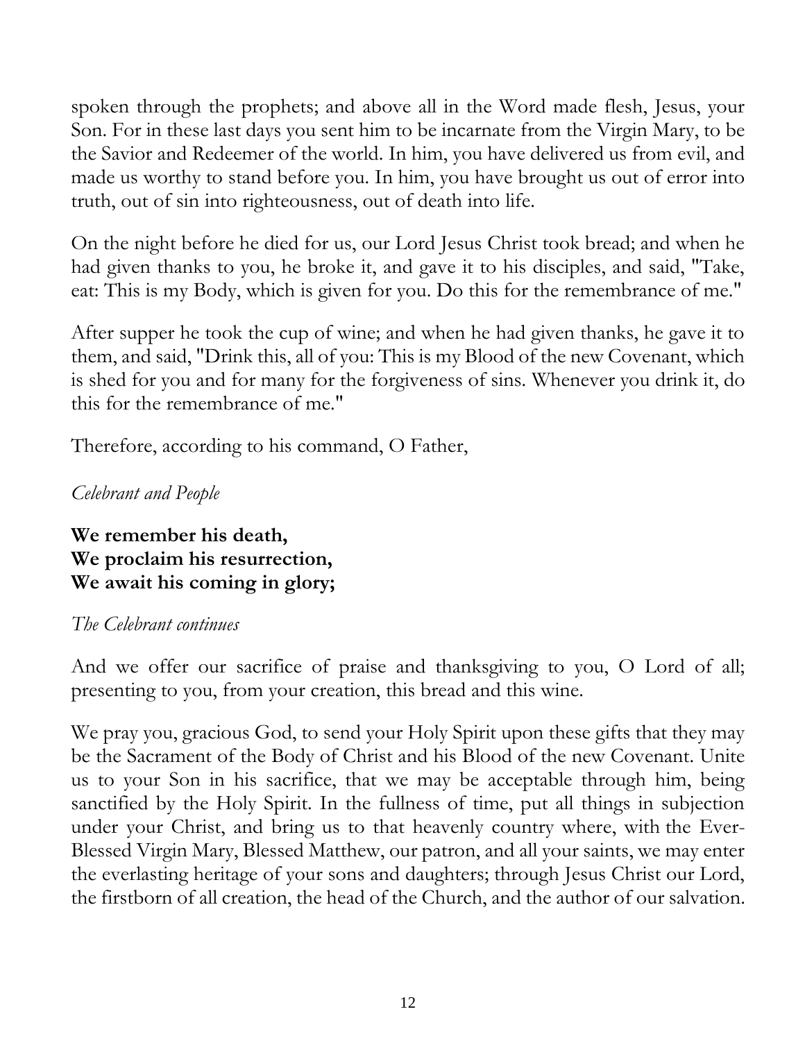spoken through the prophets; and above all in the Word made flesh, Jesus, your Son. For in these last days you sent him to be incarnate from the Virgin Mary, to be the Savior and Redeemer of the world. In him, you have delivered us from evil, and made us worthy to stand before you. In him, you have brought us out of error into truth, out of sin into righteousness, out of death into life.

On the night before he died for us, our Lord Jesus Christ took bread; and when he had given thanks to you, he broke it, and gave it to his disciples, and said, "Take, eat: This is my Body, which is given for you. Do this for the remembrance of me."

After supper he took the cup of wine; and when he had given thanks, he gave it to them, and said, "Drink this, all of you: This is my Blood of the new Covenant, which is shed for you and for many for the forgiveness of sins. Whenever you drink it, do this for the remembrance of me."

Therefore, according to his command, O Father,

*Celebrant and People*

**We remember his death,**
**We proclaim his resurrection,**
**We await his coming in glory;**

*The Celebrant continues*

And we offer our sacrifice of praise and thanksgiving to you, O Lord of all; presenting to you, from your creation, this bread and this wine.

We pray you, gracious God, to send your Holy Spirit upon these gifts that they may be the Sacrament of the Body of Christ and his Blood of the new Covenant. Unite us to your Son in his sacrifice, that we may be acceptable through him, being sanctified by the Holy Spirit. In the fullness of time, put all things in subjection under your Christ, and bring us to that heavenly country where, with the Ever-Blessed Virgin Mary, Blessed Matthew, our patron, and all your saints, we may enter the everlasting heritage of your sons and daughters; through Jesus Christ our Lord, the firstborn of all creation, the head of the Church, and the author of our salvation.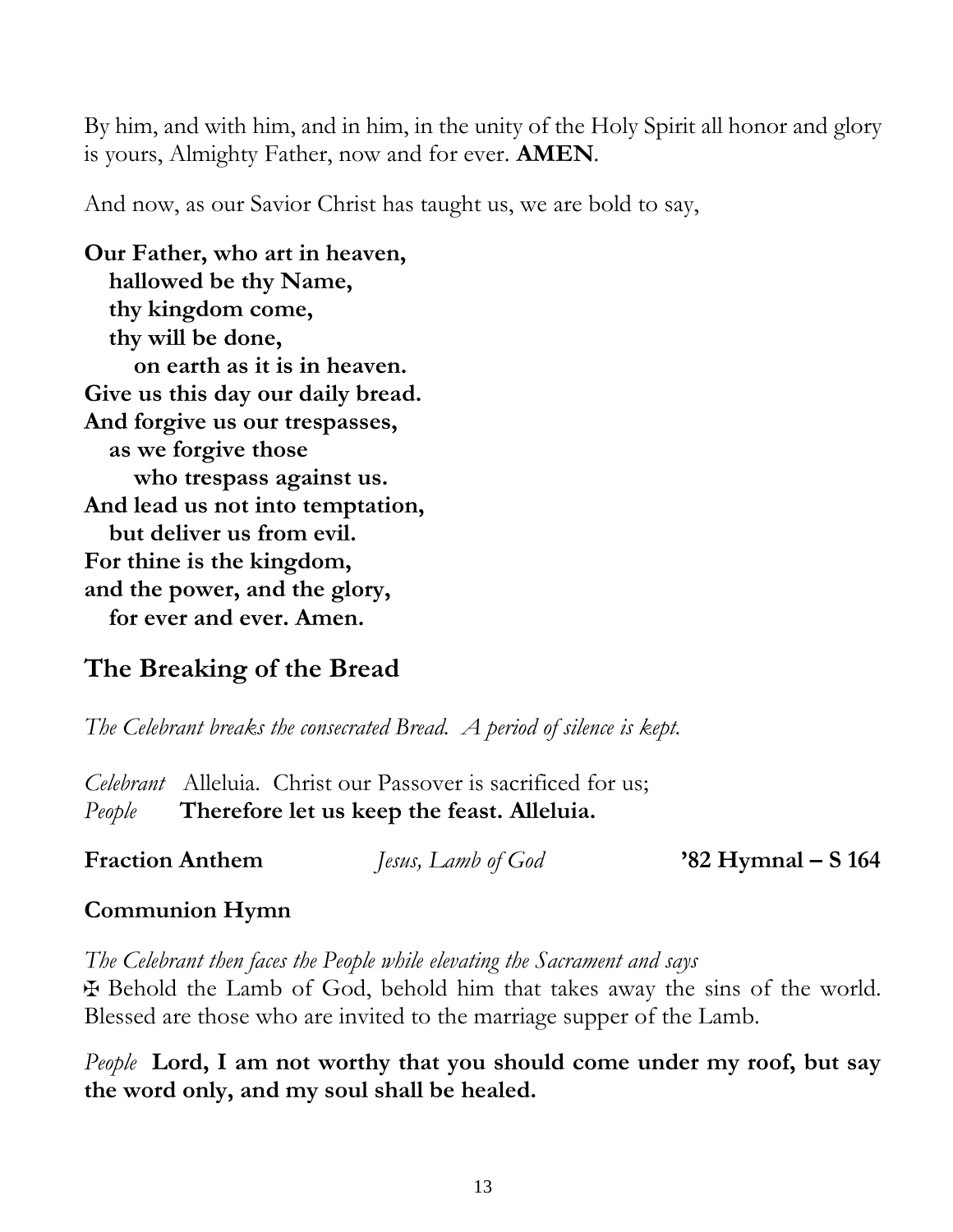By him, and with him, and in him, in the unity of the Holy Spirit all honor and glory is yours, Almighty Father, now and for ever. **AMEN**.

And now, as our Savior Christ has taught us, we are bold to say,

**Our Father, who art in heaven,**
**hallowed be thy Name,**
**thy kingdom come,**
**thy will be done,**
**on earth as it is in heaven.**
**Give us this day our daily bread.**
**And forgive us our trespasses,**
**as we forgive those**
**who trespass against us.**
**And lead us not into temptation,**
**but deliver us from evil.**
**For thine is the kingdom,**
**and the power, and the glory,**
**for ever and ever. Amen.**

## The Breaking of the Bread

*The Celebrant breaks the consecrated Bread. A period of silence is kept.*

*Celebrant* Alleluia. Christ our Passover is sacrificed for us;
*People* **Therefore let us keep the feast. Alleluia.**

**Fraction Anthem** *Jesus, Lamb of God* **'82 Hymnal – S 164**

**Communion Hymn**

*The Celebrant then faces the People while elevating the Sacrament and says*
✠ Behold the Lamb of God, behold him that takes away the sins of the world. Blessed are those who are invited to the marriage supper of the Lamb.

*People* **Lord, I am not worthy that you should come under my roof, but say the word only, and my soul shall be healed.**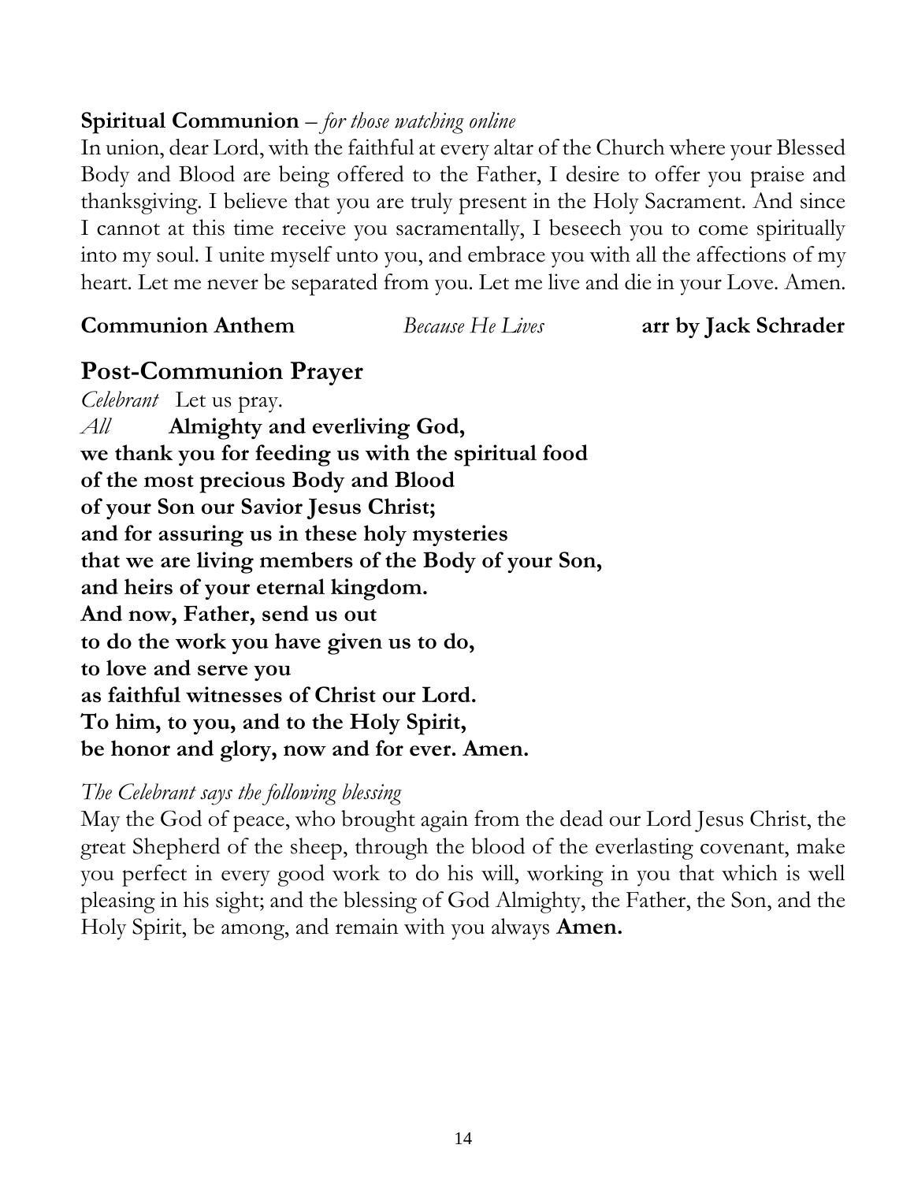**Spiritual Communion** – *for those watching online*

In union, dear Lord, with the faithful at every altar of the Church where your Blessed Body and Blood are being offered to the Father, I desire to offer you praise and thanksgiving. I believe that you are truly present in the Holy Sacrament. And since I cannot at this time receive you sacramentally, I beseech you to come spiritually into my soul. I unite myself unto you, and embrace you with all the affections of my heart. Let me never be separated from you. Let me live and die in your Love. Amen.

**Communion Anthem** *Because He Lives* **arr by Jack Schrader**

## Post-Communion Prayer

*Celebrant* Let us pray.

*All* **Almighty and everliving God,**
**we thank you for feeding us with the spiritual food**
**of the most precious Body and Blood**
**of your Son our Savior Jesus Christ;**
**and for assuring us in these holy mysteries**
**that we are living members of the Body of your Son,**
**and heirs of your eternal kingdom.**
**And now, Father, send us out**
**to do the work you have given us to do,**
**to love and serve you**
**as faithful witnesses of Christ our Lord.**
**To him, to you, and to the Holy Spirit,**
**be honor and glory, now and for ever. Amen.**

*The Celebrant says the following blessing*

May the God of peace, who brought again from the dead our Lord Jesus Christ, the great Shepherd of the sheep, through the blood of the everlasting covenant, make you perfect in every good work to do his will, working in you that which is well pleasing in his sight; and the blessing of God Almighty, the Father, the Son, and the Holy Spirit, be among, and remain with you always **Amen.**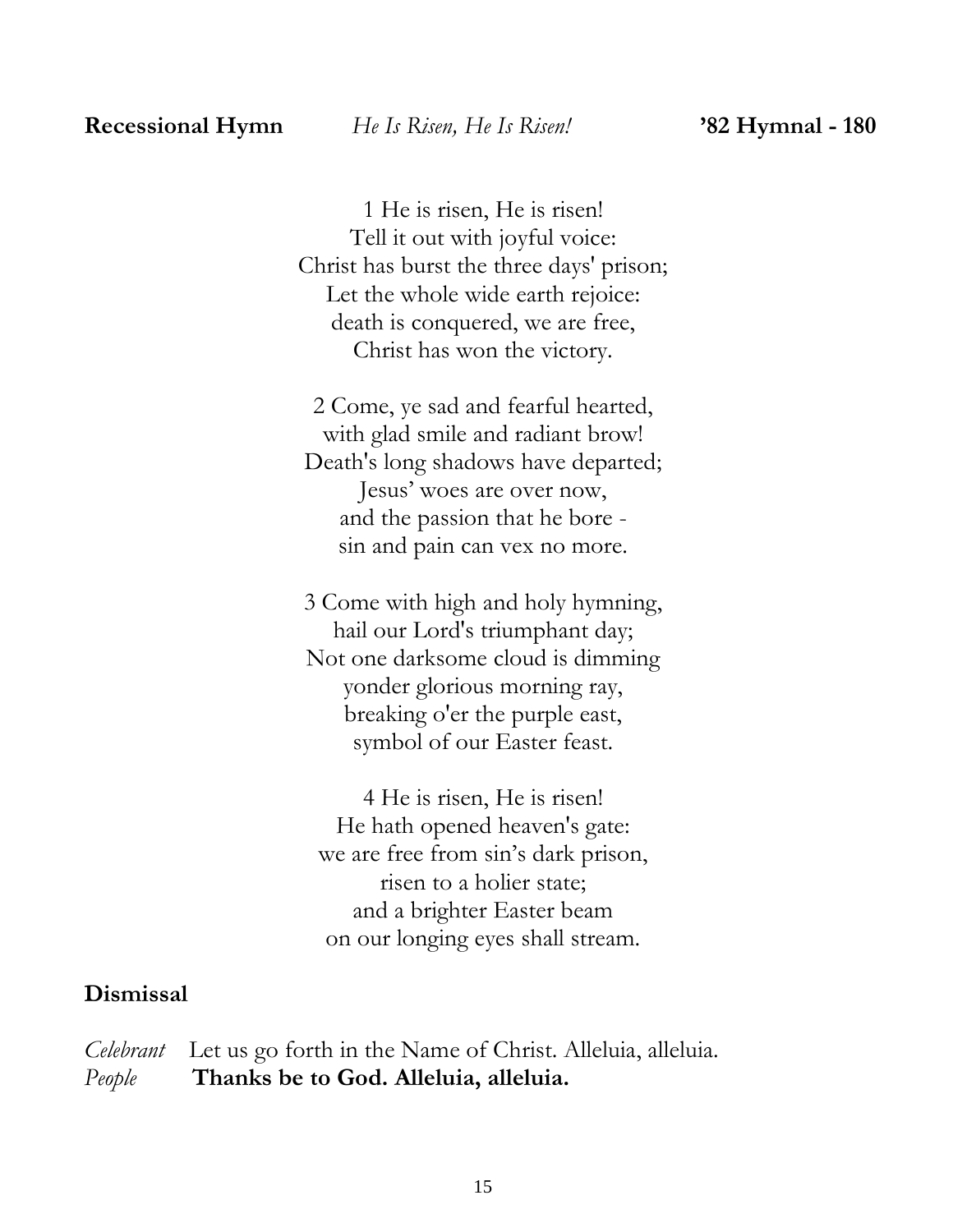**Recessional Hymn** *He Is Risen, He Is Risen!* **'82 Hymnal - 180**

1 He is risen, He is risen!
Tell it out with joyful voice:
Christ has burst the three days' prison;
Let the whole wide earth rejoice:
death is conquered, we are free,
Christ has won the victory.

2 Come, ye sad and fearful hearted,
with glad smile and radiant brow!
Death's long shadows have departed;
Jesus' woes are over now,
and the passion that he bore -
sin and pain can vex no more.

3 Come with high and holy hymning,
hail our Lord's triumphant day;
Not one darksome cloud is dimming
yonder glorious morning ray,
breaking o'er the purple east,
symbol of our Easter feast.

4 He is risen, He is risen!
He hath opened heaven's gate:
we are free from sin's dark prison,
risen to a holier state;
and a brighter Easter beam
on our longing eyes shall stream.

**Dismissal**

*Celebrant* Let us go forth in the Name of Christ. Alleluia, alleluia.
*People* **Thanks be to God. Alleluia, alleluia.**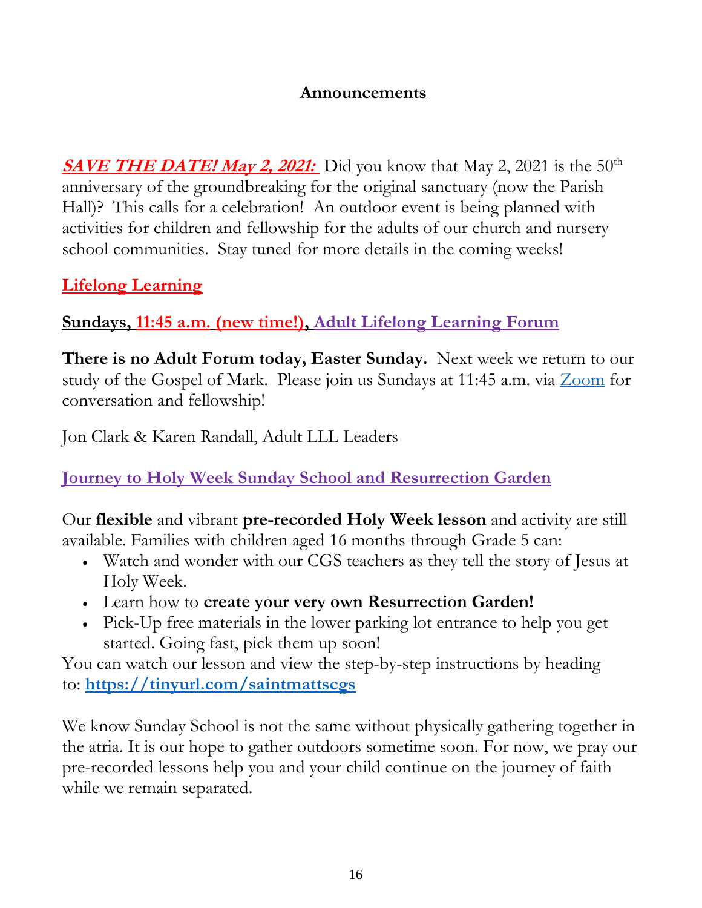# Announcements

***SAVE THE DATE! May 2, 2021:*** Did you know that May 2, 2021 is the 50th anniversary of the groundbreaking for the original sanctuary (now the Parish Hall)? This calls for a celebration! An outdoor event is being planned with activities for children and fellowship for the adults of our church and nursery school communities. Stay tuned for more details in the coming weeks!

## Lifelong Learning

### Sundays, 11:45 a.m. (new time!), Adult Lifelong Learning Forum

**There is no Adult Forum today, Easter Sunday.** Next week we return to our study of the Gospel of Mark. Please join us Sundays at 11:45 a.m. via Zoom for conversation and fellowship!

Jon Clark & Karen Randall, Adult LLL Leaders

### Journey to Holy Week Sunday School and Resurrection Garden

Our **flexible** and vibrant **pre-recorded Holy Week lesson** and activity are still available. Families with children aged 16 months through Grade 5 can:

- Watch and wonder with our CGS teachers as they tell the story of Jesus at Holy Week.
- Learn how to **create your very own Resurrection Garden!**
- Pick-Up free materials in the lower parking lot entrance to help you get started. Going fast, pick them up soon!

You can watch our lesson and view the step-by-step instructions by heading to: **https://tinyurl.com/saintmattscgs**

We know Sunday School is not the same without physically gathering together in the atria. It is our hope to gather outdoors sometime soon. For now, we pray our pre-recorded lessons help you and your child continue on the journey of faith while we remain separated.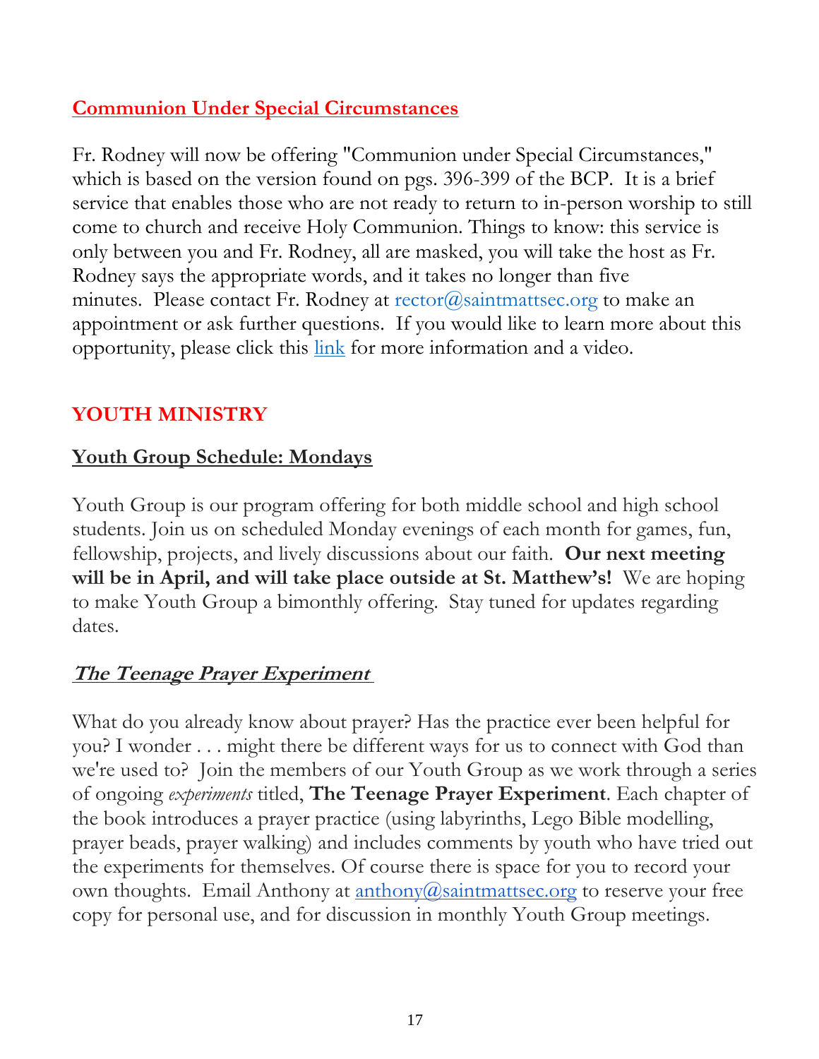## Communion Under Special Circumstances

Fr. Rodney will now be offering "Communion under Special Circumstances," which is based on the version found on pgs. 396-399 of the BCP.  It is a brief service that enables those who are not ready to return to in-person worship to still come to church and receive Holy Communion. Things to know: this service is only between you and Fr. Rodney, all are masked, you will take the host as Fr. Rodney says the appropriate words, and it takes no longer than five minutes.  Please contact Fr. Rodney at rector@saintmattsec.org to make an appointment or ask further questions.  If you would like to learn more about this opportunity, please click this link for more information and a video.

# YOUTH MINISTRY

## Youth Group Schedule: Mondays

Youth Group is our program offering for both middle school and high school students. Join us on scheduled Monday evenings of each month for games, fun, fellowship, projects, and lively discussions about our faith.  **Our next meeting will be in April, and will take place outside at St. Matthew's!**  We are hoping to make Youth Group a bimonthly offering.  Stay tuned for updates regarding dates.

## *The Teenage Prayer Experiment*

What do you already know about prayer? Has the practice ever been helpful for you? I wonder . . . might there be different ways for us to connect with God than we're used to?  Join the members of our Youth Group as we work through a series of ongoing *experiments* titled, **The Teenage Prayer Experiment**. Each chapter of the book introduces a prayer practice (using labyrinths, Lego Bible modelling, prayer beads, prayer walking) and includes comments by youth who have tried out the experiments for themselves. Of course there is space for you to record your own thoughts.  Email Anthony at anthony@saintmattsec.org to reserve your free copy for personal use, and for discussion in monthly Youth Group meetings.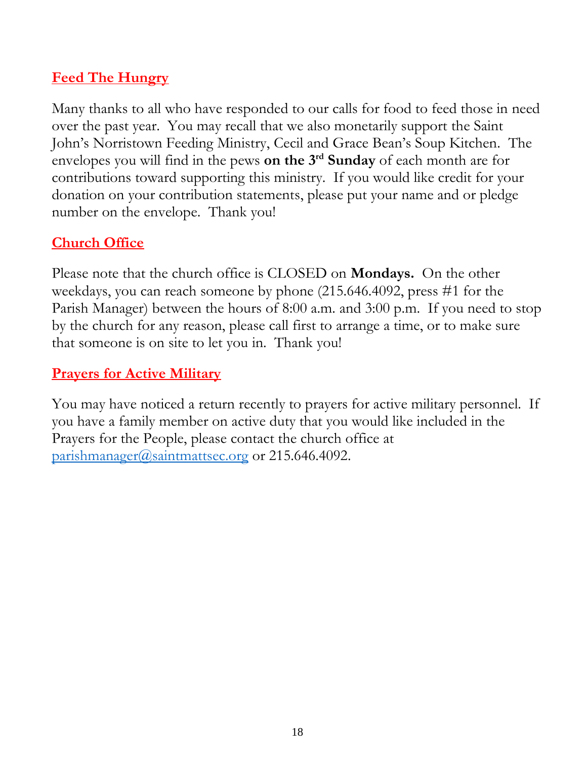## Feed The Hungry

Many thanks to all who have responded to our calls for food to feed those in need over the past year. You may recall that we also monetarily support the Saint John's Norristown Feeding Ministry, Cecil and Grace Bean's Soup Kitchen. The envelopes you will find in the pews **on the 3rd Sunday** of each month are for contributions toward supporting this ministry. If you would like credit for your donation on your contribution statements, please put your name and or pledge number on the envelope. Thank you!

## Church Office

Please note that the church office is CLOSED on **Mondays.** On the other weekdays, you can reach someone by phone (215.646.4092, press #1 for the Parish Manager) between the hours of 8:00 a.m. and 3:00 p.m. If you need to stop by the church for any reason, please call first to arrange a time, or to make sure that someone is on site to let you in. Thank you!

## Prayers for Active Military

You may have noticed a return recently to prayers for active military personnel. If you have a family member on active duty that you would like included in the Prayers for the People, please contact the church office at parishmanager@saintmattsec.org or 215.646.4092.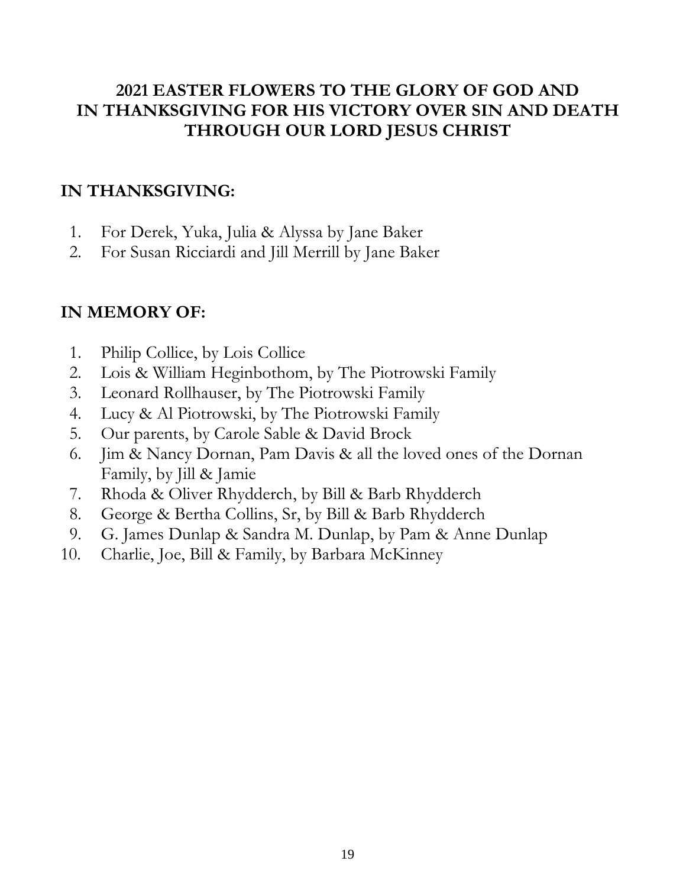# 2021 EASTER FLOWERS TO THE GLORY OF GOD AND IN THANKSGIVING FOR HIS VICTORY OVER SIN AND DEATH THROUGH OUR LORD JESUS CHRIST

## IN THANKSGIVING:

1. For Derek, Yuka, Julia & Alyssa by Jane Baker
2. For Susan Ricciardi and Jill Merrill by Jane Baker

## IN MEMORY OF:

1. Philip Collice, by Lois Collice
2. Lois & William Heginbothom, by The Piotrowski Family
3. Leonard Rollhauser, by The Piotrowski Family
4. Lucy & Al Piotrowski, by The Piotrowski Family
5. Our parents, by Carole Sable & David Brock
6. Jim & Nancy Dornan, Pam Davis & all the loved ones of the Dornan Family, by Jill & Jamie
7. Rhoda & Oliver Rhydderch, by Bill & Barb Rhydderch
8. George & Bertha Collins, Sr, by Bill & Barb Rhydderch
9. G. James Dunlap & Sandra M. Dunlap, by Pam & Anne Dunlap
10. Charlie, Joe, Bill & Family, by Barbara McKinney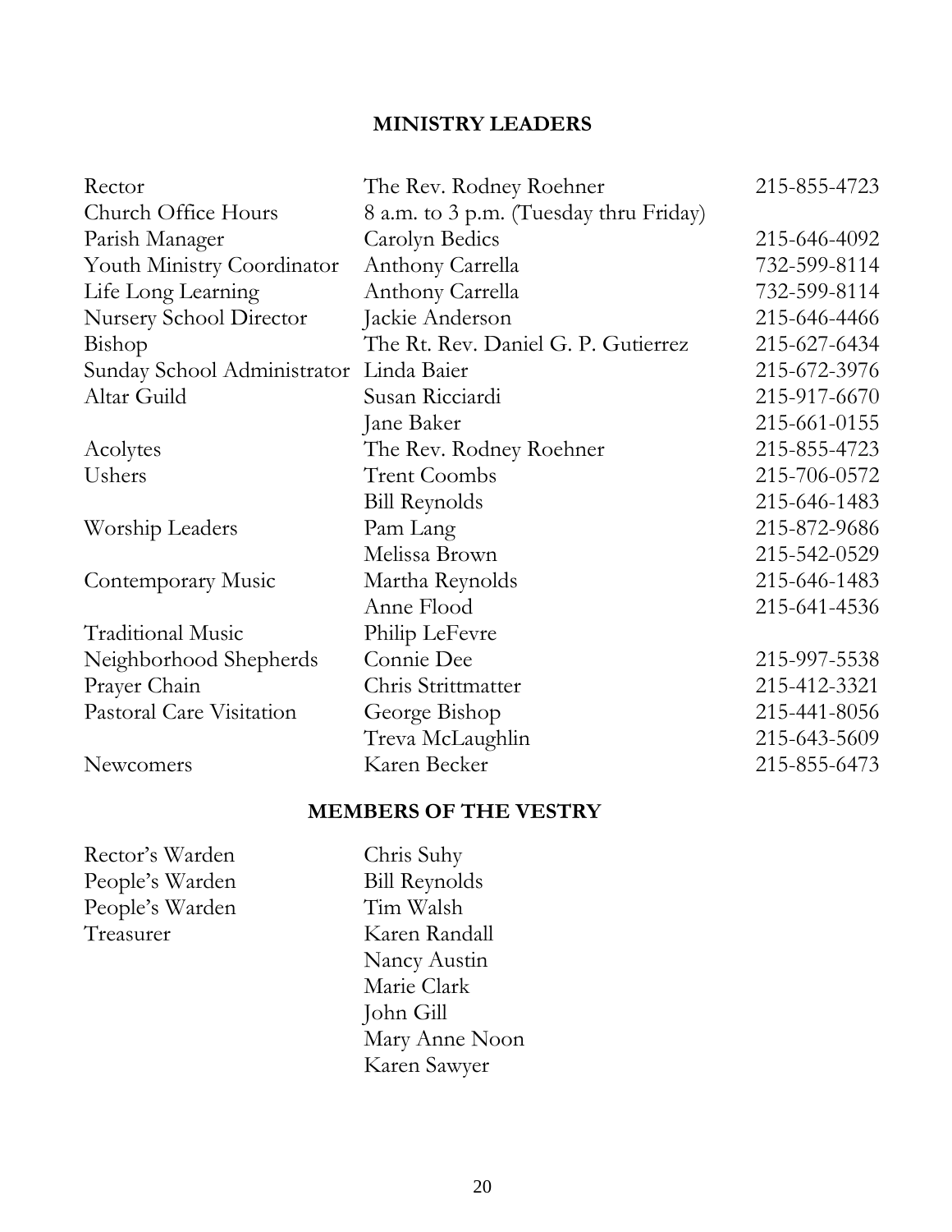## MINISTRY LEADERS

| | | |
|---|---|---|
| Rector | The Rev. Rodney Roehner | 215-855-4723 |
| Church Office Hours | 8 a.m. to 3 p.m. (Tuesday thru Friday) | |
| Parish Manager | Carolyn Bedics | 215-646-4092 |
| Youth Ministry Coordinator | Anthony Carrella | 732-599-8114 |
| Life Long Learning | Anthony Carrella | 732-599-8114 |
| Nursery School Director | Jackie Anderson | 215-646-4466 |
| Bishop | The Rt. Rev. Daniel G. P. Gutierrez | 215-627-6434 |
| Sunday School Administrator | Linda Baier | 215-672-3976 |
| Altar Guild | Susan Ricciardi | 215-917-6670 |
| | Jane Baker | 215-661-0155 |
| Acolytes | The Rev. Rodney Roehner | 215-855-4723 |
| Ushers | Trent Coombs | 215-706-0572 |
| | Bill Reynolds | 215-646-1483 |
| Worship Leaders | Pam Lang | 215-872-9686 |
| | Melissa Brown | 215-542-0529 |
| Contemporary Music | Martha Reynolds | 215-646-1483 |
| | Anne Flood | 215-641-4536 |
| Traditional Music | Philip LeFevre | |
| Neighborhood Shepherds | Connie Dee | 215-997-5538 |
| Prayer Chain | Chris Strittmatter | 215-412-3321 |
| Pastoral Care Visitation | George Bishop | 215-441-8056 |
| | Treva McLaughlin | 215-643-5609 |
| Newcomers | Karen Becker | 215-855-6473 |

## MEMBERS OF THE VESTRY

| | |
|---|---|
| Rector's Warden | Chris Suhy |
| People's Warden | Bill Reynolds |
| People's Warden | Tim Walsh |
| Treasurer | Karen Randall |
| | Nancy Austin |
| | Marie Clark |
| | John Gill |
| | Mary Anne Noon |
| | Karen Sawyer |